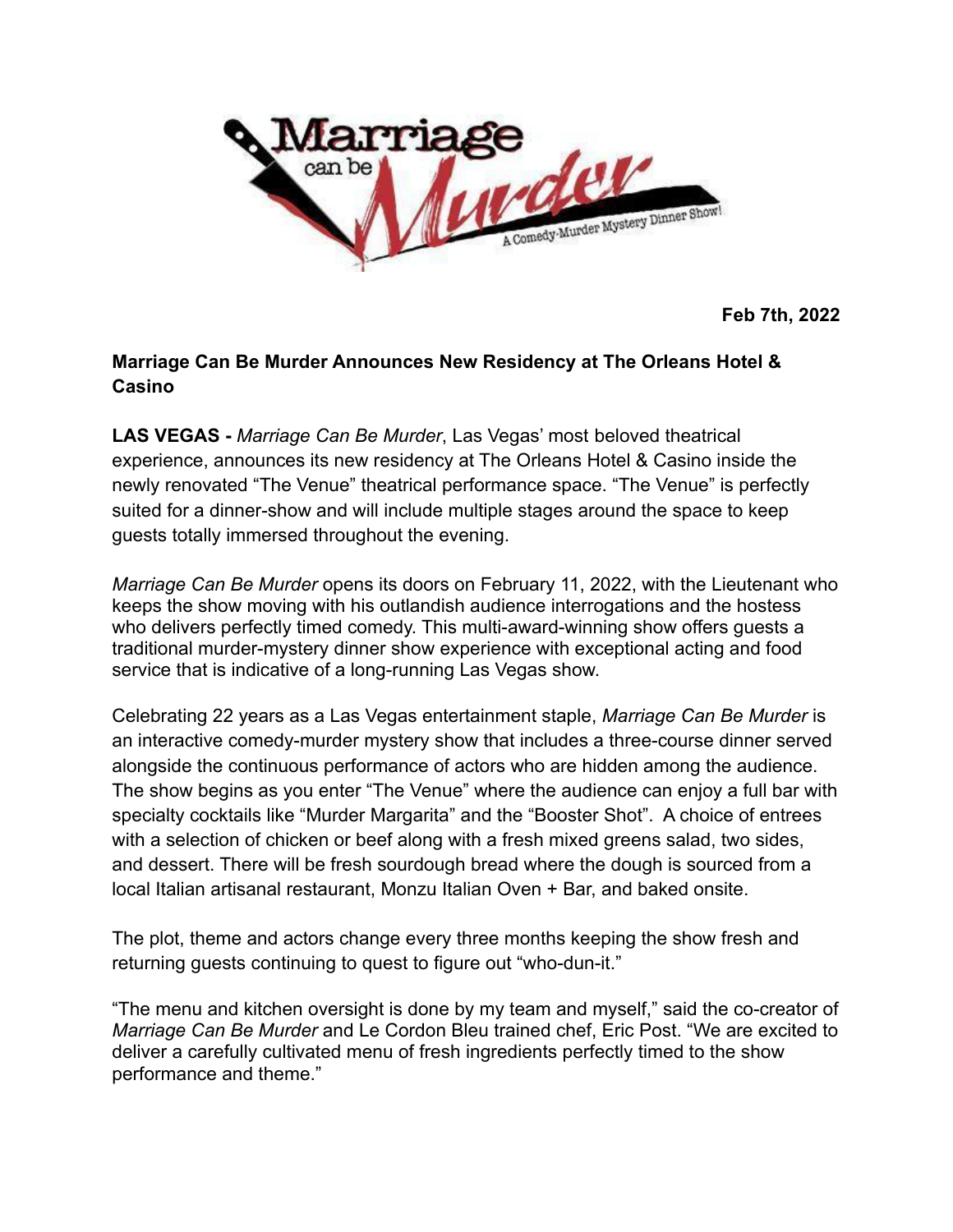Feb 7th, 2022

**Marriage Can Be Murder Announces New Residency at The Orleans Hotel & Casino**

**LAS VEGAS -** *Marriage Can Be Murder*, Las Vegas' most beloved theatrical experience, announces its new residency at The Orleans Hotel & Casino inside the newly renovated "The Venue" theatrical performance space. "The Venue" is perfectly suited for a dinner-show and will include multiple stages around the space to keep guests totally immersed throughout the evening.

*Marriage Can Be Murder* opens its doors on February 11, 2022, with the Lieutenant who keeps the show moving with his outlandish audience interrogations and the hostess who delivers perfectly timed comedy. This multi-award-winning show offers guests a traditional murder-mystery dinner show experience with exceptional acting and food service that is indicative of a long-running Las Vegas show.

Celebrating 22 years as a Las Vegas entertainment staple, *Marriage Can Be Murder* is an interactive comedy-murder mystery show that includes a three-course dinner served alongside the continuous performance of actors who are hidden among the audience. The show begins as you enter "The Venue" where the audience can enjoy a full bar with specialty cocktails like "Murder Margarita" and the "Booster Shot". A choice of entrees with a selection of chicken or beef along with a fresh mixed greens salad, two sides, and dessert. There will be fresh sourdough bread where the dough is sourced from a local Italian artisanal restaurant, Monzu Italian Oven + Bar, and baked onsite.

The plot, theme and actors change every three months keeping the show fresh and returning guests continuing to quest to figure out "who-dun-it."

"The menu and kitchen oversight is done by my team and myself," said the co-creator of *Marriage Can Be Murder* and Le Cordon Bleu trained chef, Eric Post. "We are excited to deliver a carefully cultivated menu of fresh ingredients perfectly timed to the show performance and theme."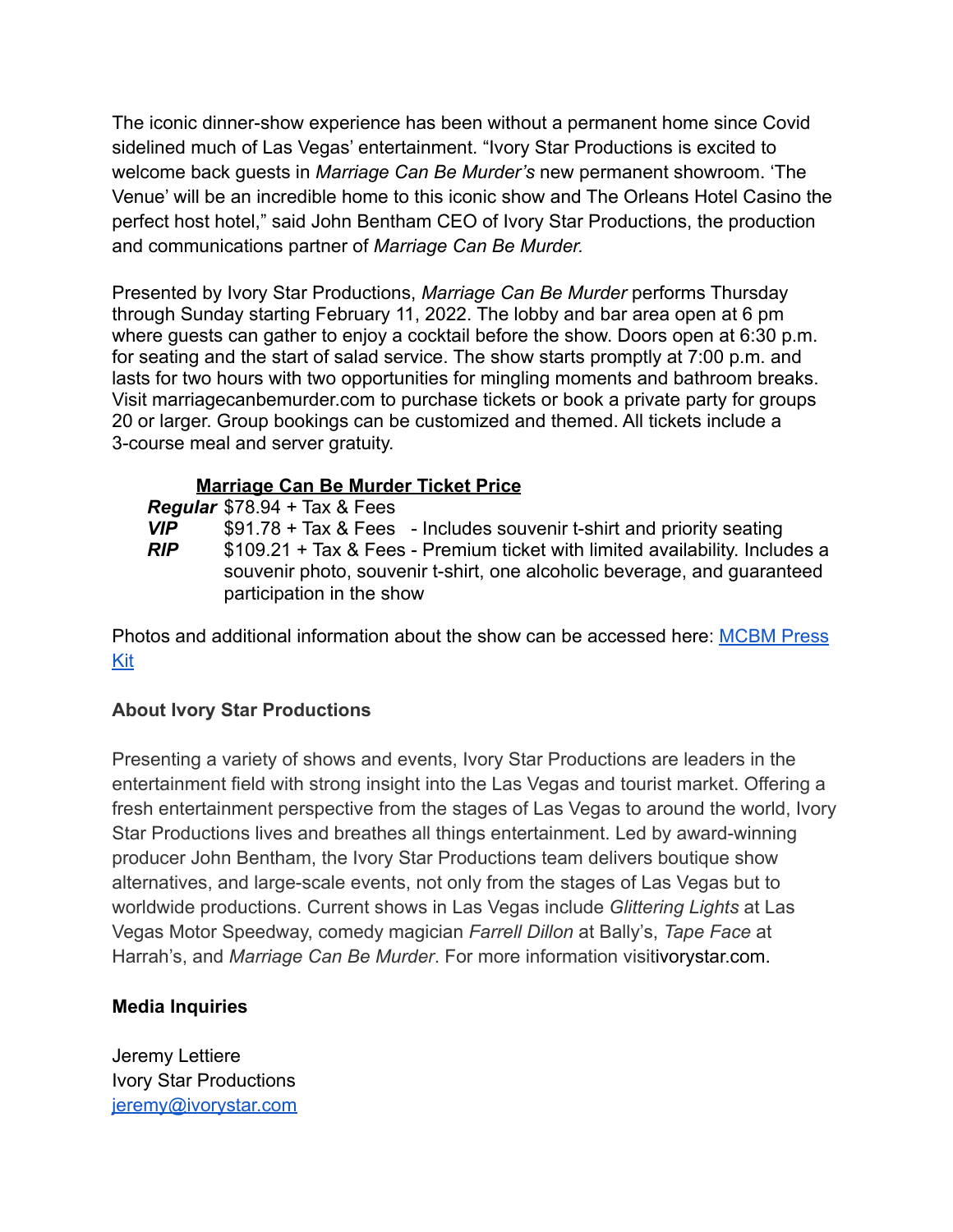The iconic dinner-show experience has been without a permanent home since Covid sidelined much of Las Vegas' entertainment. "Ivory Star Productions is excited to welcome back guests in *Marriage Can Be Murder's* new permanent showroom. 'The Venue' will be an incredible home to this iconic show and The Orleans Hotel Casino the perfect host hotel," said John Bentham CEO of Ivory Star Productions, the production and communications partner of *Marriage Can Be Murder.*

Presented by Ivory Star Productions, *Marriage Can Be Murder* performs Thursday through Sunday starting February 11, 2022. The lobby and bar area open at 6 pm where guests can gather to enjoy a cocktail before the show. Doors open at 6:30 p.m. for seating and the start of salad service. The show starts promptly at 7:00 p.m. and lasts for two hours with two opportunities for mingling moments and bathroom breaks. Visit marriagecanbemurder.com to purchase tickets or book a private party for groups 20 or larger. Group bookings can be customized and themed. All tickets include a 3-course meal and server gratuity.

**Marriage Can Be Murder Ticket Price**

***Regular*** $78.94 + Tax & Fees

***VIP*** $91.78 + Tax & Fees - Includes souvenir t-shirt and priority seating

***RIP*** $109.21 + Tax & Fees - Premium ticket with limited availability. Includes a souvenir photo, souvenir t-shirt, one alcoholic beverage, and guaranteed participation in the show

Photos and additional information about the show can be accessed here: [MCBM Press Kit]

**About Ivory Star Productions**

Presenting a variety of shows and events, Ivory Star Productions are leaders in the entertainment field with strong insight into the Las Vegas and tourist market. Offering a fresh entertainment perspective from the stages of Las Vegas to around the world, Ivory Star Productions lives and breathes all things entertainment. Led by award-winning producer John Bentham, the Ivory Star Productions team delivers boutique show alternatives, and large-scale events, not only from the stages of Las Vegas but to worldwide productions. Current shows in Las Vegas include *Glittering Lights* at Las Vegas Motor Speedway, comedy magician *Farrell Dillon* at Bally's, *Tape Face* at Harrah's, and *Marriage Can Be Murder*. For more information visitivorystar.com.

**Media Inquiries**

Jeremy Lettiere
Ivory Star Productions
jeremy@ivorystar.com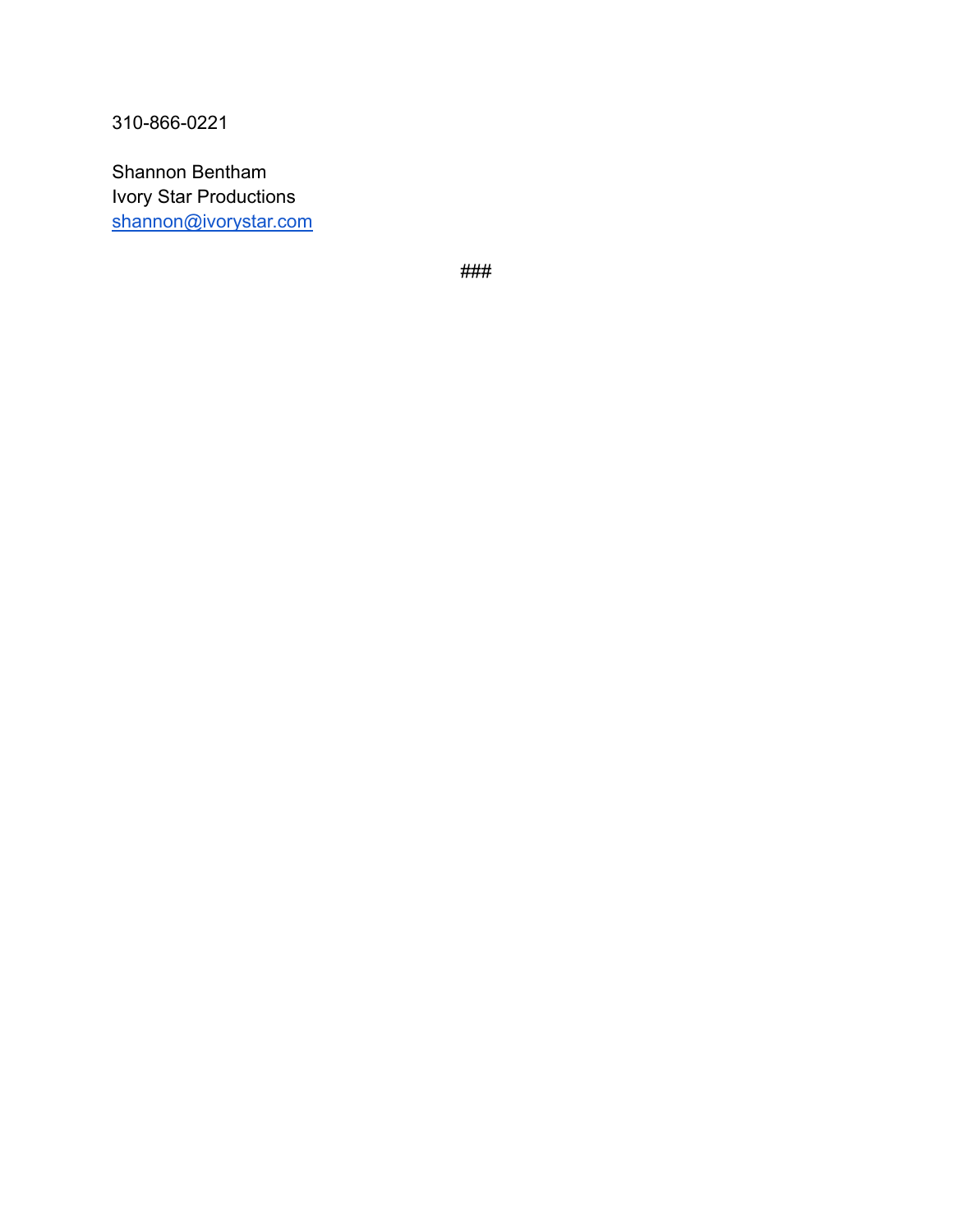310-866-0221

Shannon Bentham
Ivory Star Productions
shannon@ivorystar.com

###